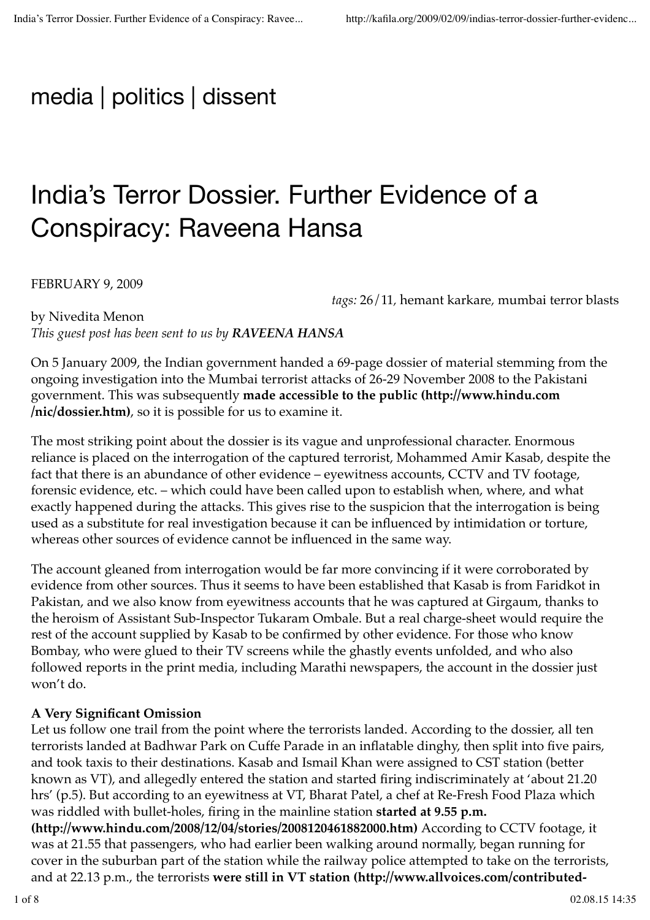media | politics | dissent

# India's Terror Dossier. Further Evidence of a Conspiracy: Raveena Hansa

FEBRUARY 9, 2009

*tags:* 26/11, hemant karkare, mumbai terror blasts

by Nivedita Menon

*This guest post has been sent to us by **RAVEENA HANSA***

On 5 January 2009, the Indian government handed a 69-page dossier of material stemming from the ongoing investigation into the Mumbai terrorist attacks of 26-29 November 2008 to the Pakistani government. This was subsequently **made accessible to the public (http://www.hindu.com /nic/dossier.htm)**, so it is possible for us to examine it.

The most striking point about the dossier is its vague and unprofessional character. Enormous reliance is placed on the interrogation of the captured terrorist, Mohammed Amir Kasab, despite the fact that there is an abundance of other evidence – eyewitness accounts, CCTV and TV footage, forensic evidence, etc. – which could have been called upon to establish when, where, and what exactly happened during the attacks. This gives rise to the suspicion that the interrogation is being used as a substitute for real investigation because it can be influenced by intimidation or torture, whereas other sources of evidence cannot be influenced in the same way.

The account gleaned from interrogation would be far more convincing if it were corroborated by evidence from other sources. Thus it seems to have been established that Kasab is from Faridkot in Pakistan, and we also know from eyewitness accounts that he was captured at Girgaum, thanks to the heroism of Assistant Sub-Inspector Tukaram Ombale. But a real charge-sheet would require the rest of the account supplied by Kasab to be confirmed by other evidence. For those who know Bombay, who were glued to their TV screens while the ghastly events unfolded, and who also followed reports in the print media, including Marathi newspapers, the account in the dossier just won't do.

**A Very Significant Omission**

Let us follow one trail from the point where the terrorists landed. According to the dossier, all ten terrorists landed at Badhwar Park on Cuffe Parade in an inflatable dinghy, then split into five pairs, and took taxis to their destinations. Kasab and Ismail Khan were assigned to CST station (better known as VT), and allegedly entered the station and started firing indiscriminately at 'about 21.20 hrs' (p.5). But according to an eyewitness at VT, Bharat Patel, a chef at Re-Fresh Food Plaza which was riddled with bullet-holes, firing in the mainline station **started at 9.55 p.m. (http://www.hindu.com/2008/12/04/stories/2008120461882000.htm)** According to CCTV footage, it was at 21.55 that passengers, who had earlier been walking around normally, began running for cover in the suburban part of the station while the railway police attempted to take on the terrorists, and at 22.13 p.m., the terrorists **were still in VT station (http://www.allvoices.com/contributed-**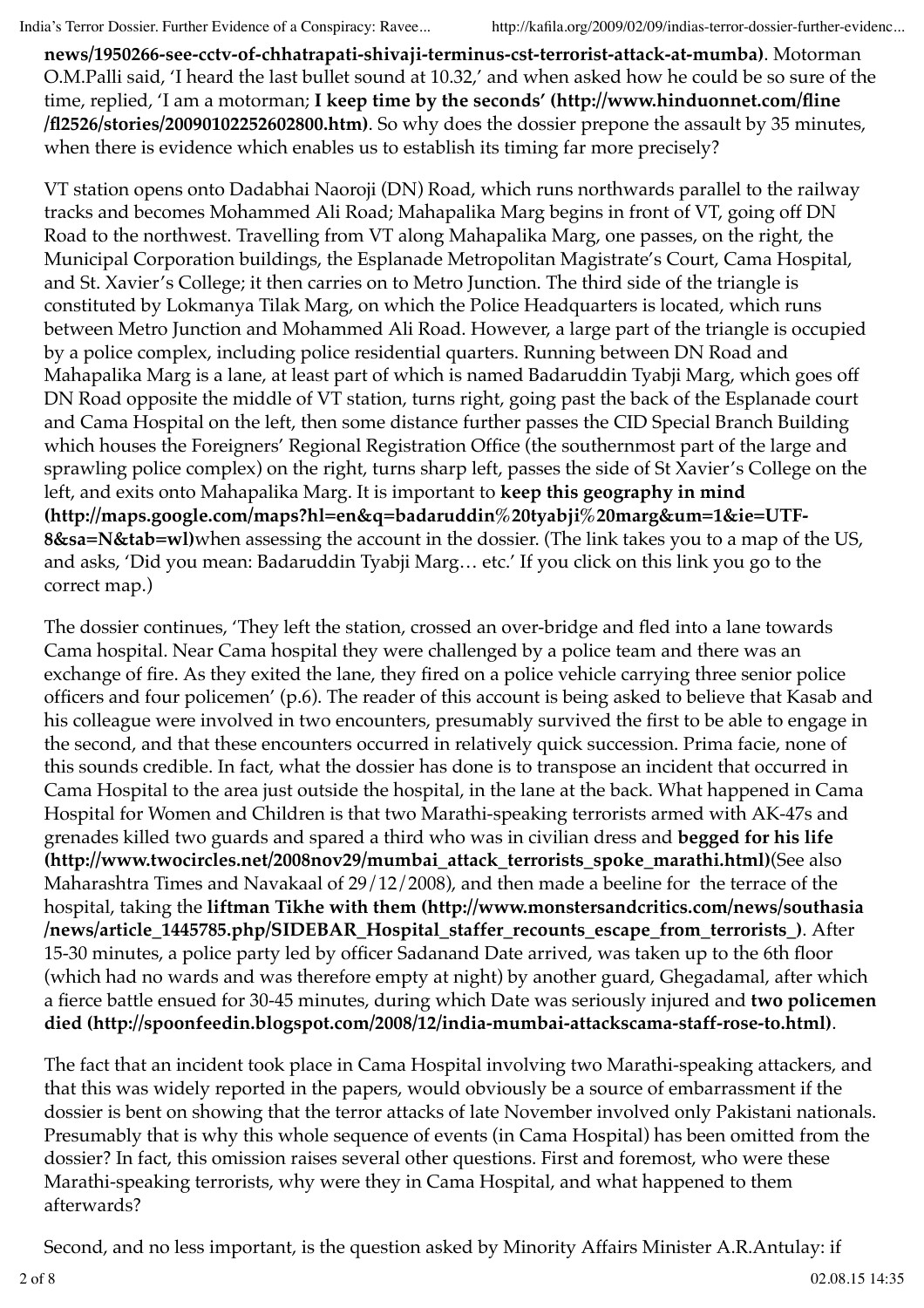**news/1950266-see-cctv-of-chhatrapati-shivaji-terminus-cst-terrorist-attack-at-mumba)**. Motorman O.M.Palli said, 'I heard the last bullet sound at 10.32,' and when asked how he could be so sure of the time, replied, 'I am a motorman; **I keep time by the seconds' (http://www.hinduonnet.com/fline/fl2526/stories/20090102252602800.htm)**. So why does the dossier prepone the assault by 35 minutes, when there is evidence which enables us to establish its timing far more precisely?

VT station opens onto Dadabhai Naoroji (DN) Road, which runs northwards parallel to the railway tracks and becomes Mohammed Ali Road; Mahapalika Marg begins in front of VT, going off DN Road to the northwest. Travelling from VT along Mahapalika Marg, one passes, on the right, the Municipal Corporation buildings, the Esplanade Metropolitan Magistrate's Court, Cama Hospital, and St. Xavier's College; it then carries on to Metro Junction. The third side of the triangle is constituted by Lokmanya Tilak Marg, on which the Police Headquarters is located, which runs between Metro Junction and Mohammed Ali Road. However, a large part of the triangle is occupied by a police complex, including police residential quarters. Running between DN Road and Mahapalika Marg is a lane, at least part of which is named Badaruddin Tyabji Marg, which goes off DN Road opposite the middle of VT station, turns right, going past the back of the Esplanade court and Cama Hospital on the left, then some distance further passes the CID Special Branch Building which houses the Foreigners' Regional Registration Office (the southernmost part of the large and sprawling police complex) on the right, turns sharp left, passes the side of St Xavier's College on the left, and exits onto Mahapalika Marg. It is important to **keep this geography in mind (http://maps.google.com/maps?hl=en&q=badaruddin%20tyabji%20marg&um=1&ie=UTF-8&sa=N&tab=wl)**when assessing the account in the dossier. (The link takes you to a map of the US, and asks, 'Did you mean: Badaruddin Tyabji Marg… etc.' If you click on this link you go to the correct map.)

The dossier continues, 'They left the station, crossed an over-bridge and fled into a lane towards Cama hospital. Near Cama hospital they were challenged by a police team and there was an exchange of fire. As they exited the lane, they fired on a police vehicle carrying three senior police officers and four policemen' (p.6). The reader of this account is being asked to believe that Kasab and his colleague were involved in two encounters, presumably survived the first to be able to engage in the second, and that these encounters occurred in relatively quick succession. Prima facie, none of this sounds credible. In fact, what the dossier has done is to transpose an incident that occurred in Cama Hospital to the area just outside the hospital, in the lane at the back. What happened in Cama Hospital for Women and Children is that two Marathi-speaking terrorists armed with AK-47s and grenades killed two guards and spared a third who was in civilian dress and **begged for his life (http://www.twocircles.net/2008nov29/mumbai_attack_terrorists_spoke_marathi.html)**(See also Maharashtra Times and Navakaal of 29/12/2008), and then made a beeline for the terrace of the hospital, taking the **liftman Tikhe with them (http://www.monstersandcritics.com/news/southasia/news/article_1445785.php/SIDEBAR_Hospital_staffer_recounts_escape_from_terrorists_)**. After 15-30 minutes, a police party led by officer Sadanand Date arrived, was taken up to the 6th floor (which had no wards and was therefore empty at night) by another guard, Ghegadamal, after which a fierce battle ensued for 30-45 minutes, during which Date was seriously injured and **two policemen died (http://spoonfeedin.blogspot.com/2008/12/india-mumbai-attackscama-staff-rose-to.html)**.

The fact that an incident took place in Cama Hospital involving two Marathi-speaking attackers, and that this was widely reported in the papers, would obviously be a source of embarrassment if the dossier is bent on showing that the terror attacks of late November involved only Pakistani nationals. Presumably that is why this whole sequence of events (in Cama Hospital) has been omitted from the dossier? In fact, this omission raises several other questions. First and foremost, who were these Marathi-speaking terrorists, why were they in Cama Hospital, and what happened to them afterwards?

Second, and no less important, is the question asked by Minority Affairs Minister A.R.Antulay: if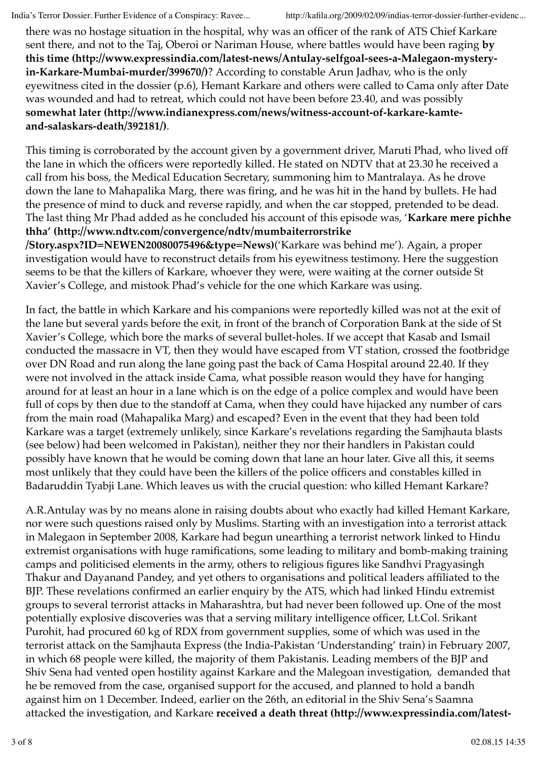there was no hostage situation in the hospital, why was an officer of the rank of ATS Chief Karkare sent there, and not to the Taj, Oberoi or Nariman House, where battles would have been raging **by this time (http://www.expressindia.com/latest-news/Antulay-selfgoal-sees-a-Malegaon-mystery-in-Karkare-Mumbai-murder/399670/)**? According to constable Arun Jadhav, who is the only eyewitness cited in the dossier (p.6), Hemant Karkare and others were called to Cama only after Date was wounded and had to retreat, which could not have been before 23.40, and was possibly **somewhat later (http://www.indianexpress.com/news/witness-account-of-karkare-kamte-and-salaskars-death/392181/)**.

This timing is corroborated by the account given by a government driver, Maruti Phad, who lived off the lane in which the officers were reportedly killed. He stated on NDTV that at 23.30 he received a call from his boss, the Medical Education Secretary, summoning him to Mantralaya. As he drove down the lane to Mahapalika Marg, there was firing, and he was hit in the hand by bullets. He had the presence of mind to duck and reverse rapidly, and when the car stopped, pretended to be dead. The last thing Mr Phad added as he concluded his account of this episode was, '**Karkare mere pichhe thha' (http://www.ndtv.com/convergence/ndtv/mumbaiterrorstrike/Story.aspx?ID=NEWEN20080075496&type=News)**('Karkare was behind me'). Again, a proper investigation would have to reconstruct details from his eyewitness testimony. Here the suggestion seems to be that the killers of Karkare, whoever they were, were waiting at the corner outside St Xavier's College, and mistook Phad's vehicle for the one which Karkare was using.

In fact, the battle in which Karkare and his companions were reportedly killed was not at the exit of the lane but several yards before the exit, in front of the branch of Corporation Bank at the side of St Xavier's College, which bore the marks of several bullet-holes. If we accept that Kasab and Ismail conducted the massacre in VT, then they would have escaped from VT station, crossed the footbridge over DN Road and run along the lane going past the back of Cama Hospital around 22.40. If they were not involved in the attack inside Cama, what possible reason would they have for hanging around for at least an hour in a lane which is on the edge of a police complex and would have been full of cops by then due to the standoff at Cama, when they could have hijacked any number of cars from the main road (Mahapalika Marg) and escaped? Even in the event that they had been told Karkare was a target (extremely unlikely, since Karkare's revelations regarding the Samjhauta blasts (see below) had been welcomed in Pakistan), neither they nor their handlers in Pakistan could possibly have known that he would be coming down that lane an hour later. Give all this, it seems most unlikely that they could have been the killers of the police officers and constables killed in Badaruddin Tyabji Lane. Which leaves us with the crucial question: who killed Hemant Karkare?

A.R.Antulay was by no means alone in raising doubts about who exactly had killed Hemant Karkare, nor were such questions raised only by Muslims. Starting with an investigation into a terrorist attack in Malegaon in September 2008, Karkare had begun unearthing a terrorist network linked to Hindu extremist organisations with huge ramifications, some leading to military and bomb-making training camps and politicised elements in the army, others to religious figures like Sandhvi Pragyasingh Thakur and Dayanand Pandey, and yet others to organisations and political leaders affiliated to the BJP. These revelations confirmed an earlier enquiry by the ATS, which had linked Hindu extremist groups to several terrorist attacks in Maharashtra, but had never been followed up. One of the most potentially explosive discoveries was that a serving military intelligence officer, Lt.Col. Srikant Purohit, had procured 60 kg of RDX from government supplies, some of which was used in the terrorist attack on the Samjhauta Express (the India-Pakistan 'Understanding' train) in February 2007, in which 68 people were killed, the majority of them Pakistanis. Leading members of the BJP and Shiv Sena had vented open hostility against Karkare and the Malegoan investigation, demanded that he be removed from the case, organised support for the accused, and planned to hold a bandh against him on 1 December. Indeed, earlier on the 26th, an editorial in the Shiv Sena's Saamna attacked the investigation, and Karkare **received a death threat (http://www.expressindia.com/latest-**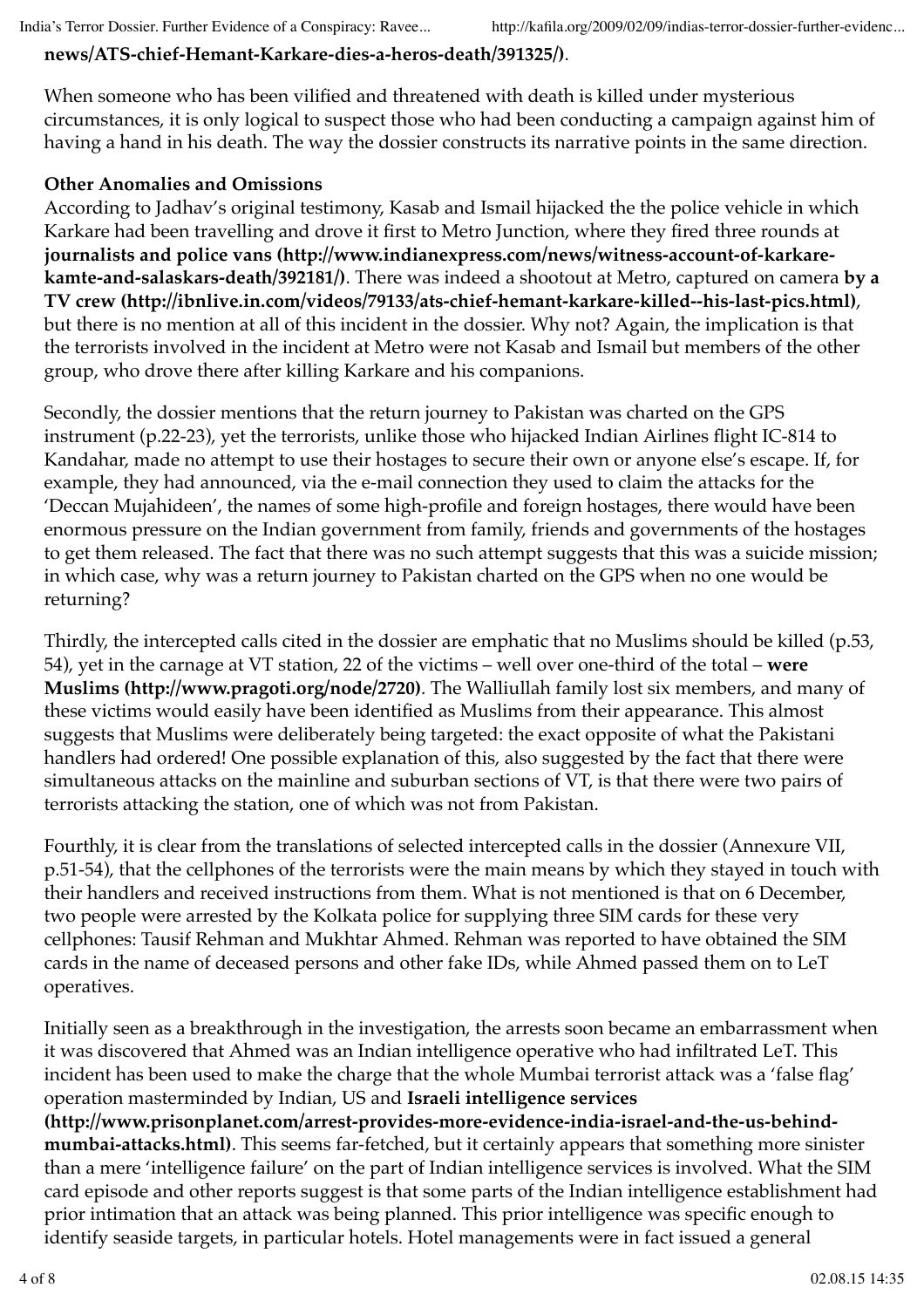**news/ATS-chief-Hemant-Karkare-dies-a-heros-death/391325/)**.

When someone who has been vilified and threatened with death is killed under mysterious circumstances, it is only logical to suspect those who had been conducting a campaign against him of having a hand in his death. The way the dossier constructs its narrative points in the same direction.

**Other Anomalies and Omissions**

According to Jadhav's original testimony, Kasab and Ismail hijacked the the police vehicle in which Karkare had been travelling and drove it first to Metro Junction, where they fired three rounds at **journalists and police vans (http://www.indianexpress.com/news/witness-account-of-karkare-kamte-and-salaskars-death/392181/)**. There was indeed a shootout at Metro, captured on camera **by a TV crew (http://ibnlive.in.com/videos/79133/ats-chief-hemant-karkare-killed--his-last-pics.html)**, but there is no mention at all of this incident in the dossier. Why not? Again, the implication is that the terrorists involved in the incident at Metro were not Kasab and Ismail but members of the other group, who drove there after killing Karkare and his companions.

Secondly, the dossier mentions that the return journey to Pakistan was charted on the GPS instrument (p.22-23), yet the terrorists, unlike those who hijacked Indian Airlines flight IC-814 to Kandahar, made no attempt to use their hostages to secure their own or anyone else's escape. If, for example, they had announced, via the e-mail connection they used to claim the attacks for the 'Deccan Mujahideen', the names of some high-profile and foreign hostages, there would have been enormous pressure on the Indian government from family, friends and governments of the hostages to get them released. The fact that there was no such attempt suggests that this was a suicide mission; in which case, why was a return journey to Pakistan charted on the GPS when no one would be returning?

Thirdly, the intercepted calls cited in the dossier are emphatic that no Muslims should be killed (p.53, 54), yet in the carnage at VT station, 22 of the victims – well over one-third of the total – **were Muslims (http://www.pragoti.org/node/2720)**. The Walliullah family lost six members, and many of these victims would easily have been identified as Muslims from their appearance. This almost suggests that Muslims were deliberately being targeted: the exact opposite of what the Pakistani handlers had ordered! One possible explanation of this, also suggested by the fact that there were simultaneous attacks on the mainline and suburban sections of VT, is that there were two pairs of terrorists attacking the station, one of which was not from Pakistan.

Fourthly, it is clear from the translations of selected intercepted calls in the dossier (Annexure VII, p.51-54), that the cellphones of the terrorists were the main means by which they stayed in touch with their handlers and received instructions from them. What is not mentioned is that on 6 December, two people were arrested by the Kolkata police for supplying three SIM cards for these very cellphones: Tausif Rehman and Mukhtar Ahmed. Rehman was reported to have obtained the SIM cards in the name of deceased persons and other fake IDs, while Ahmed passed them on to LeT operatives.

Initially seen as a breakthrough in the investigation, the arrests soon became an embarrassment when it was discovered that Ahmed was an Indian intelligence operative who had infiltrated LeT. This incident has been used to make the charge that the whole Mumbai terrorist attack was a 'false flag' operation masterminded by Indian, US and **Israeli intelligence services (http://www.prisonplanet.com/arrest-provides-more-evidence-india-israel-and-the-us-behind-mumbai-attacks.html)**. This seems far-fetched, but it certainly appears that something more sinister than a mere 'intelligence failure' on the part of Indian intelligence services is involved. What the SIM card episode and other reports suggest is that some parts of the Indian intelligence establishment had prior intimation that an attack was being planned. This prior intelligence was specific enough to identify seaside targets, in particular hotels. Hotel managements were in fact issued a general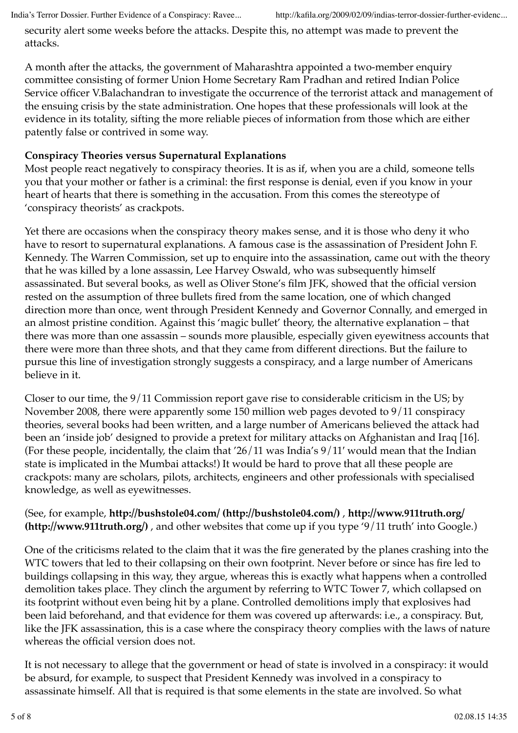security alert some weeks before the attacks. Despite this, no attempt was made to prevent the attacks.

A month after the attacks, the government of Maharashtra appointed a two-member enquiry committee consisting of former Union Home Secretary Ram Pradhan and retired Indian Police Service officer V.Balachandran to investigate the occurrence of the terrorist attack and management of the ensuing crisis by the state administration. One hopes that these professionals will look at the evidence in its totality, sifting the more reliable pieces of information from those which are either patently false or contrived in some way.

**Conspiracy Theories versus Supernatural Explanations**

Most people react negatively to conspiracy theories. It is as if, when you are a child, someone tells you that your mother or father is a criminal: the first response is denial, even if you know in your heart of hearts that there is something in the accusation. From this comes the stereotype of 'conspiracy theorists' as crackpots.

Yet there are occasions when the conspiracy theory makes sense, and it is those who deny it who have to resort to supernatural explanations. A famous case is the assassination of President John F. Kennedy. The Warren Commission, set up to enquire into the assassination, came out with the theory that he was killed by a lone assassin, Lee Harvey Oswald, who was subsequently himself assassinated. But several books, as well as Oliver Stone's film JFK, showed that the official version rested on the assumption of three bullets fired from the same location, one of which changed direction more than once, went through President Kennedy and Governor Connally, and emerged in an almost pristine condition. Against this 'magic bullet' theory, the alternative explanation – that there was more than one assassin – sounds more plausible, especially given eyewitness accounts that there were more than three shots, and that they came from different directions. But the failure to pursue this line of investigation strongly suggests a conspiracy, and a large number of Americans believe in it.

Closer to our time, the 9/11 Commission report gave rise to considerable criticism in the US; by November 2008, there were apparently some 150 million web pages devoted to 9/11 conspiracy theories, several books had been written, and a large number of Americans believed the attack had been an 'inside job' designed to provide a pretext for military attacks on Afghanistan and Iraq [16]. (For these people, incidentally, the claim that '26/11 was India's 9/11' would mean that the Indian state is implicated in the Mumbai attacks!) It would be hard to prove that all these people are crackpots: many are scholars, pilots, architects, engineers and other professionals with specialised knowledge, as well as eyewitnesses.

(See, for example, **http://bushstole04.com/ (http://bushstole04.com/)** , **http://www.911truth.org/ (http://www.911truth.org/)** , and other websites that come up if you type '9/11 truth' into Google.)

One of the criticisms related to the claim that it was the fire generated by the planes crashing into the WTC towers that led to their collapsing on their own footprint. Never before or since has fire led to buildings collapsing in this way, they argue, whereas this is exactly what happens when a controlled demolition takes place. They clinch the argument by referring to WTC Tower 7, which collapsed on its footprint without even being hit by a plane. Controlled demolitions imply that explosives had been laid beforehand, and that evidence for them was covered up afterwards: i.e., a conspiracy. But, like the JFK assassination, this is a case where the conspiracy theory complies with the laws of nature whereas the official version does not.

It is not necessary to allege that the government or head of state is involved in a conspiracy: it would be absurd, for example, to suspect that President Kennedy was involved in a conspiracy to assassinate himself. All that is required is that some elements in the state are involved. So what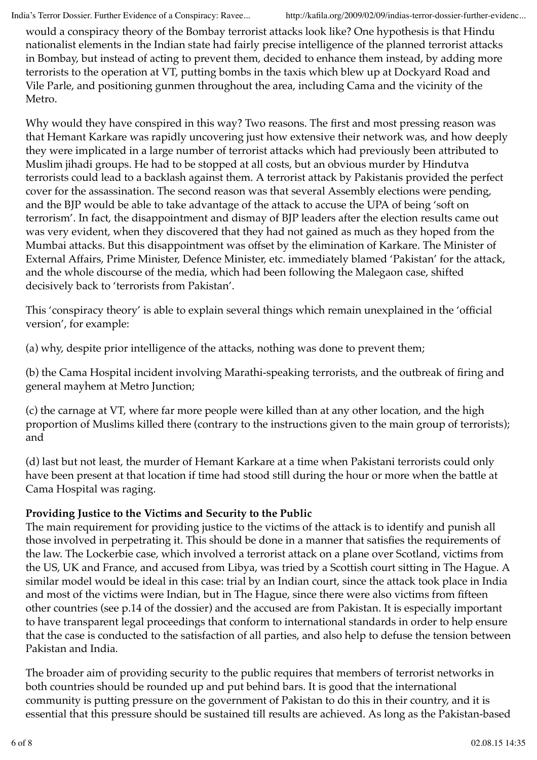would a conspiracy theory of the Bombay terrorist attacks look like? One hypothesis is that Hindu nationalist elements in the Indian state had fairly precise intelligence of the planned terrorist attacks in Bombay, but instead of acting to prevent them, decided to enhance them instead, by adding more terrorists to the operation at VT, putting bombs in the taxis which blew up at Dockyard Road and Vile Parle, and positioning gunmen throughout the area, including Cama and the vicinity of the Metro.

Why would they have conspired in this way? Two reasons. The first and most pressing reason was that Hemant Karkare was rapidly uncovering just how extensive their network was, and how deeply they were implicated in a large number of terrorist attacks which had previously been attributed to Muslim jihadi groups. He had to be stopped at all costs, but an obvious murder by Hindutva terrorists could lead to a backlash against them. A terrorist attack by Pakistanis provided the perfect cover for the assassination. The second reason was that several Assembly elections were pending, and the BJP would be able to take advantage of the attack to accuse the UPA of being 'soft on terrorism'. In fact, the disappointment and dismay of BJP leaders after the election results came out was very evident, when they discovered that they had not gained as much as they hoped from the Mumbai attacks. But this disappointment was offset by the elimination of Karkare. The Minister of External Affairs, Prime Minister, Defence Minister, etc. immediately blamed 'Pakistan' for the attack, and the whole discourse of the media, which had been following the Malegaon case, shifted decisively back to 'terrorists from Pakistan'.

This 'conspiracy theory' is able to explain several things which remain unexplained in the 'official version', for example:

(a) why, despite prior intelligence of the attacks, nothing was done to prevent them;

(b) the Cama Hospital incident involving Marathi-speaking terrorists, and the outbreak of firing and general mayhem at Metro Junction;

(c) the carnage at VT, where far more people were killed than at any other location, and the high proportion of Muslims killed there (contrary to the instructions given to the main group of terrorists); and

(d) last but not least, the murder of Hemant Karkare at a time when Pakistani terrorists could only have been present at that location if time had stood still during the hour or more when the battle at Cama Hospital was raging.

**Providing Justice to the Victims and Security to the Public**

The main requirement for providing justice to the victims of the attack is to identify and punish all those involved in perpetrating it. This should be done in a manner that satisfies the requirements of the law. The Lockerbie case, which involved a terrorist attack on a plane over Scotland, victims from the US, UK and France, and accused from Libya, was tried by a Scottish court sitting in The Hague. A similar model would be ideal in this case: trial by an Indian court, since the attack took place in India and most of the victims were Indian, but in The Hague, since there were also victims from fifteen other countries (see p.14 of the dossier) and the accused are from Pakistan. It is especially important to have transparent legal proceedings that conform to international standards in order to help ensure that the case is conducted to the satisfaction of all parties, and also help to defuse the tension between Pakistan and India.

The broader aim of providing security to the public requires that members of terrorist networks in both countries should be rounded up and put behind bars. It is good that the international community is putting pressure on the government of Pakistan to do this in their country, and it is essential that this pressure should be sustained till results are achieved. As long as the Pakistan-based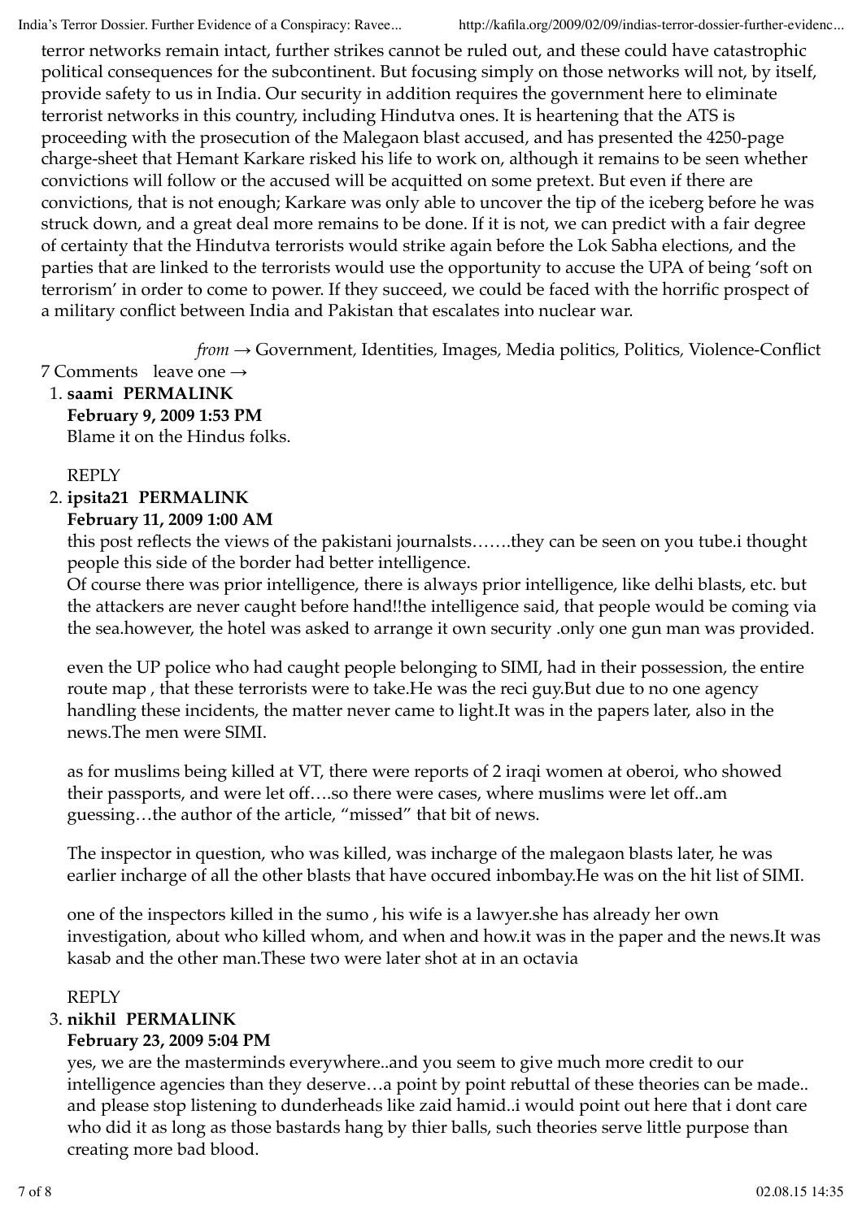terror networks remain intact, further strikes cannot be ruled out, and these could have catastrophic political consequences for the subcontinent. But focusing simply on those networks will not, by itself, provide safety to us in India. Our security in addition requires the government here to eliminate terrorist networks in this country, including Hindutva ones. It is heartening that the ATS is proceeding with the prosecution of the Malegaon blast accused, and has presented the 4250-page charge-sheet that Hemant Karkare risked his life to work on, although it remains to be seen whether convictions will follow or the accused will be acquitted on some pretext. But even if there are convictions, that is not enough; Karkare was only able to uncover the tip of the iceberg before he was struck down, and a great deal more remains to be done. If it is not, we can predict with a fair degree of certainty that the Hindutva terrorists would strike again before the Lok Sabha elections, and the parties that are linked to the terrorists would use the opportunity to accuse the UPA of being 'soft on terrorism' in order to come to power. If they succeed, we could be faced with the horrific prospect of a military conflict between India and Pakistan that escalates into nuclear war.

*from* → Government, Identities, Images, Media politics, Politics, Violence-Conflict

7 Comments   leave one →

1. **saami PERMALINK**
   **February 9, 2009 1:53 PM**
   Blame it on the Hindus folks.

   REPLY

2. **ipsita21 PERMALINK**
   **February 11, 2009 1:00 AM**
   this post reflects the views of the pakistani journalsts…….they can be seen on you tube.i thought people this side of the border had better intelligence.
   Of course there was prior intelligence, there is always prior intelligence, like delhi blasts, etc. but the attackers are never caught before hand!!the intelligence said, that people would be coming via the sea.however, the hotel was asked to arrange it own security .only one gun man was provided.

   even the UP police who had caught people belonging to SIMI, had in their possession, the entire route map , that these terrorists were to take.He was the reci guy.But due to no one agency handling these incidents, the matter never came to light.It was in the papers later, also in the news.The men were SIMI.

   as for muslims being killed at VT, there were reports of 2 iraqi women at oberoi, who showed their passports, and were let off….so there were cases, where muslims were let off..am guessing…the author of the article, "missed" that bit of news.

   The inspector in question, who was killed, was incharge of the malegaon blasts later, he was earlier incharge of all the other blasts that have occured inbombay.He was on the hit list of SIMI.

   one of the inspectors killed in the sumo , his wife is a lawyer.she has already her own investigation, about who killed whom, and when and how.it was in the paper and the news.It was kasab and the other man.These two were later shot at in an octavia

   REPLY

3. **nikhil PERMALINK**
   **February 23, 2009 5:04 PM**
   yes, we are the masterminds everywhere..and you seem to give much more credit to our intelligence agencies than they deserve…a point by point rebuttal of these theories can be made.. and please stop listening to dunderheads like zaid hamid..i would point out here that i dont care who did it as long as those bastards hang by thier balls, such theories serve little purpose than creating more bad blood.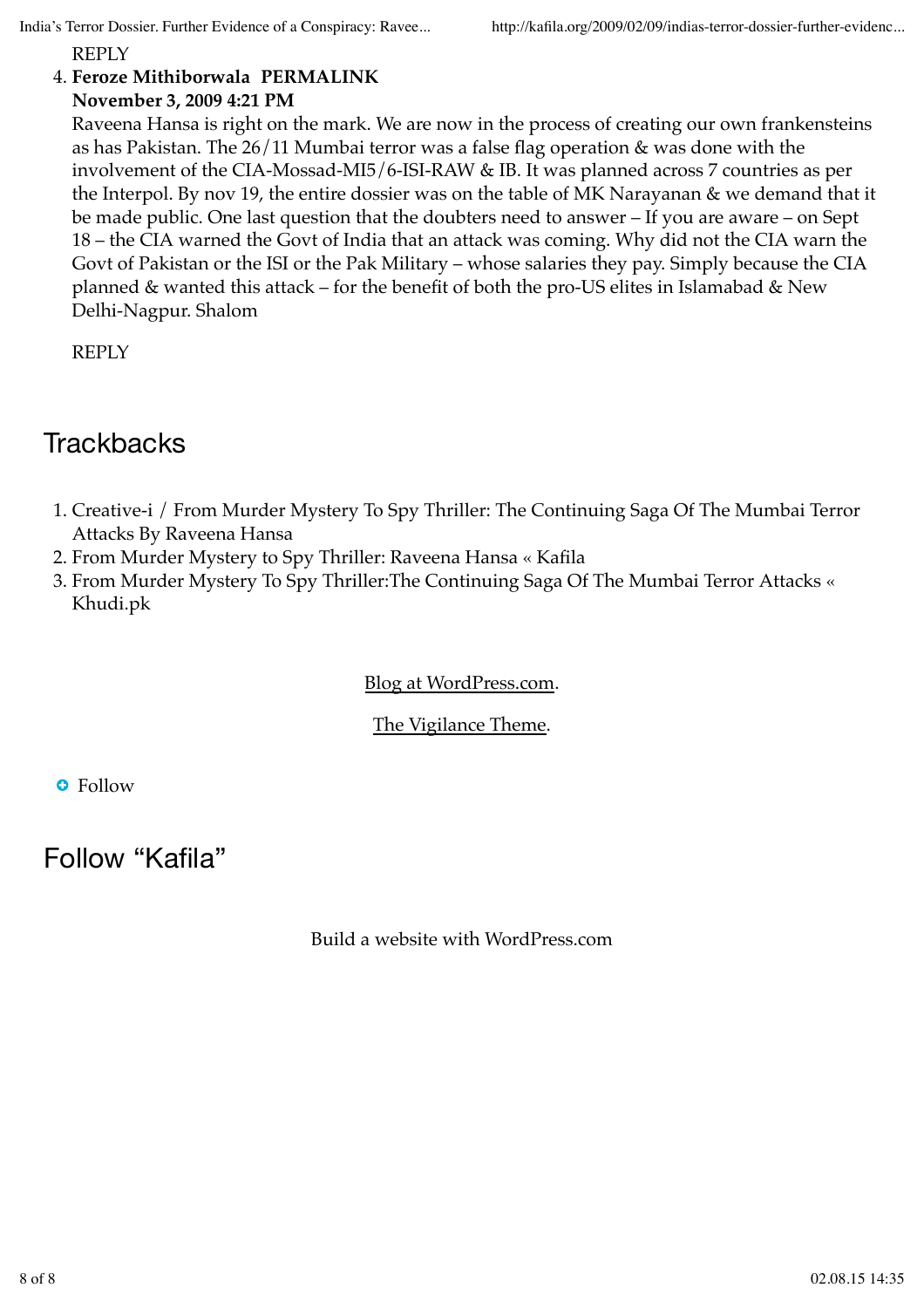REPLY

4. **Feroze Mithiborwala PERMALINK**
   **November 3, 2009 4:21 PM**
   Raveena Hansa is right on the mark. We are now in the process of creating our own frankensteins as has Pakistan. The 26/11 Mumbai terror was a false flag operation & was done with the involvement of the CIA-Mossad-MI5/6-ISI-RAW & IB. It was planned across 7 countries as per the Interpol. By nov 19, the entire dossier was on the table of MK Narayanan & we demand that it be made public. One last question that the doubters need to answer – If you are aware – on Sept 18 – the CIA warned the Govt of India that an attack was coming. Why did not the CIA warn the Govt of Pakistan or the ISI or the Pak Military – whose salaries they pay. Simply because the CIA planned & wanted this attack – for the benefit of both the pro-US elites in Islamabad & New Delhi-Nagpur. Shalom

   REPLY

## Trackbacks

1. Creative-i / From Murder Mystery To Spy Thriller: The Continuing Saga Of The Mumbai Terror Attacks By Raveena Hansa
2. From Murder Mystery to Spy Thriller: Raveena Hansa « Kafila
3. From Murder Mystery To Spy Thriller:The Continuing Saga Of The Mumbai Terror Attacks « Khudi.pk

Blog at WordPress.com.

The Vigilance Theme.

Follow

## Follow "Kafila"

Build a website with WordPress.com